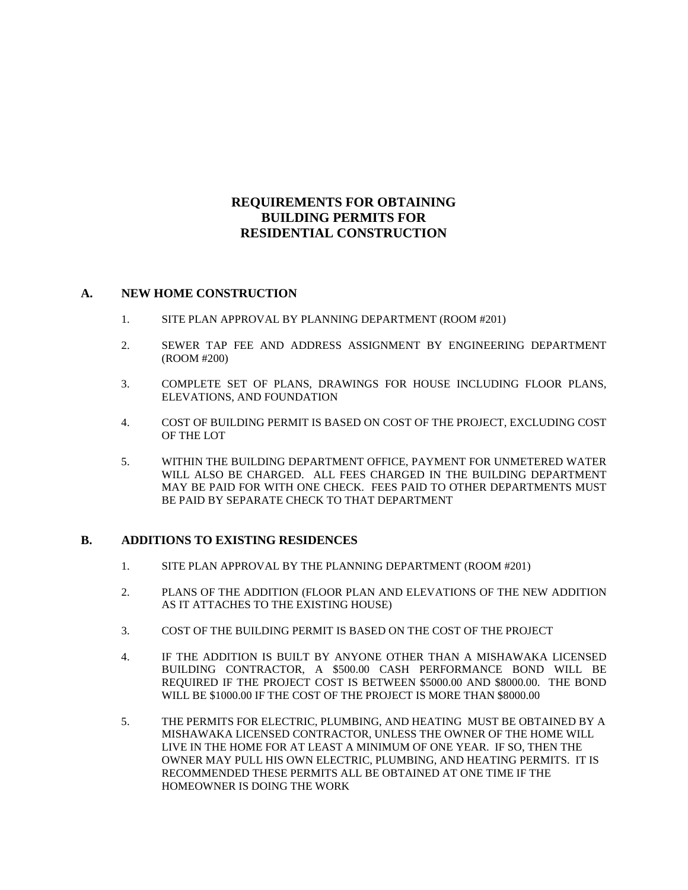# REQUIREMENTS FOR OBTAINING BUILDING PERMITS FOR RESIDENTIAL CONSTRUCTION

## A. NEW HOME CONSTRUCTION

1. SITE PLAN APPROVAL BY PLANNING DEPARTMENT (ROOM #201)
2. SEWER TAP FEE AND ADDRESS ASSIGNMENT BY ENGINEERING DEPARTMENT (ROOM #200)
3. COMPLETE SET OF PLANS, DRAWINGS FOR HOUSE INCLUDING FLOOR PLANS, ELEVATIONS, AND FOUNDATION
4. COST OF BUILDING PERMIT IS BASED ON COST OF THE PROJECT, EXCLUDING COST OF THE LOT
5. WITHIN THE BUILDING DEPARTMENT OFFICE, PAYMENT FOR UNMETERED WATER WILL ALSO BE CHARGED. ALL FEES CHARGED IN THE BUILDING DEPARTMENT MAY BE PAID FOR WITH ONE CHECK. FEES PAID TO OTHER DEPARTMENTS MUST BE PAID BY SEPARATE CHECK TO THAT DEPARTMENT

## B. ADDITIONS TO EXISTING RESIDENCES

1. SITE PLAN APPROVAL BY THE PLANNING DEPARTMENT (ROOM #201)
2. PLANS OF THE ADDITION (FLOOR PLAN AND ELEVATIONS OF THE NEW ADDITION AS IT ATTACHES TO THE EXISTING HOUSE)
3. COST OF THE BUILDING PERMIT IS BASED ON THE COST OF THE PROJECT
4. IF THE ADDITION IS BUILT BY ANYONE OTHER THAN A MISHAWAKA LICENSED BUILDING CONTRACTOR, A $500.00 CASH PERFORMANCE BOND WILL BE REQUIRED IF THE PROJECT COST IS BETWEEN $5000.00 AND $8000.00. THE BOND WILL BE $1000.00 IF THE COST OF THE PROJECT IS MORE THAN $8000.00
5. THE PERMITS FOR ELECTRIC, PLUMBING, AND HEATING MUST BE OBTAINED BY A MISHAWAKA LICENSED CONTRACTOR, UNLESS THE OWNER OF THE HOME WILL LIVE IN THE HOME FOR AT LEAST A MINIMUM OF ONE YEAR. IF SO, THEN THE OWNER MAY PULL HIS OWN ELECTRIC, PLUMBING, AND HEATING PERMITS. IT IS RECOMMENDED THESE PERMITS ALL BE OBTAINED AT ONE TIME IF THE HOMEOWNER IS DOING THE WORK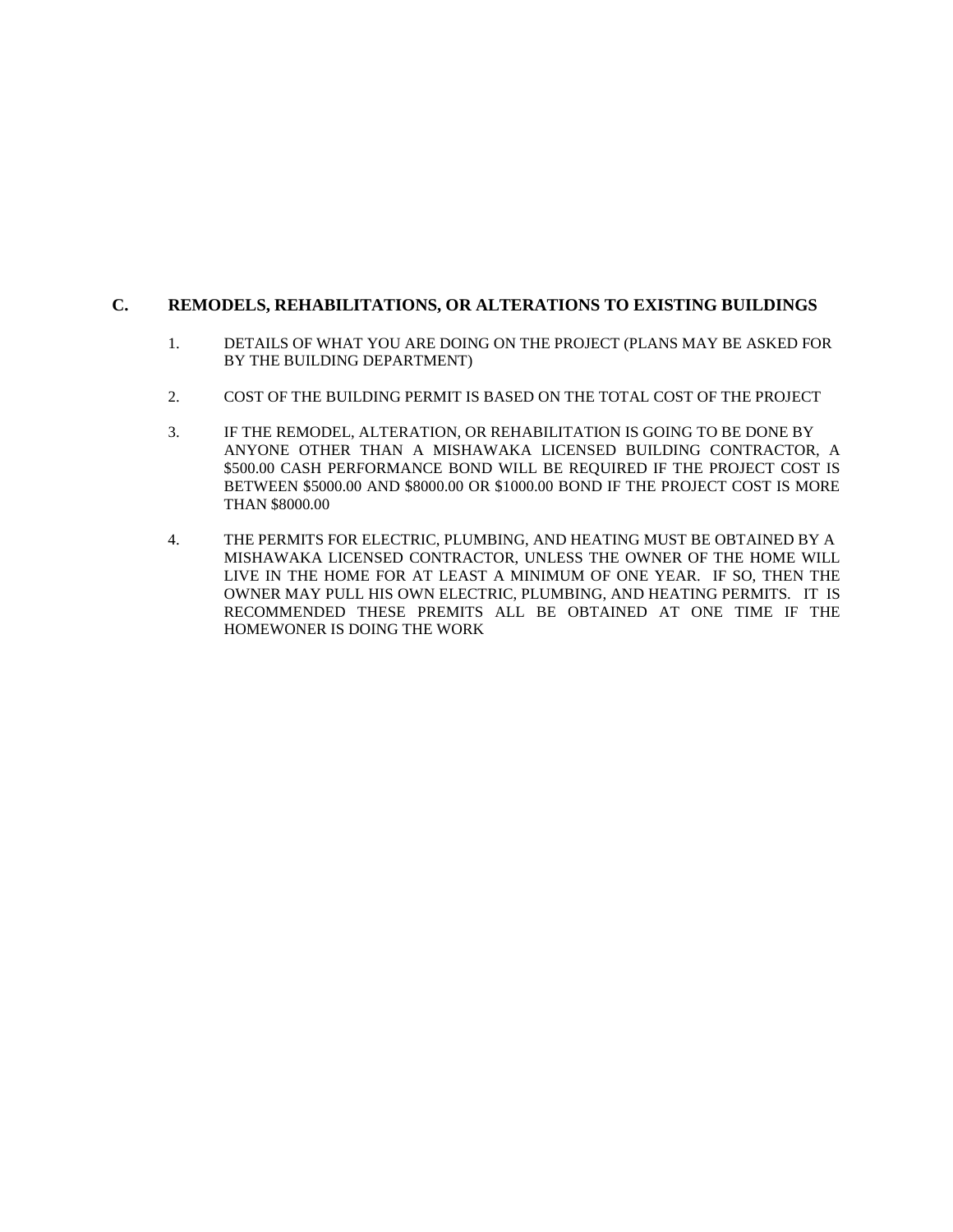## C. REMODELS, REHABILITATIONS, OR ALTERATIONS TO EXISTING BUILDINGS

1. DETAILS OF WHAT YOU ARE DOING ON THE PROJECT (PLANS MAY BE ASKED FOR BY THE BUILDING DEPARTMENT)

2. COST OF THE BUILDING PERMIT IS BASED ON THE TOTAL COST OF THE PROJECT

3. IF THE REMODEL, ALTERATION, OR REHABILITATION IS GOING TO BE DONE BY ANYONE OTHER THAN A MISHAWAKA LICENSED BUILDING CONTRACTOR, A $500.00 CASH PERFORMANCE BOND WILL BE REQUIRED IF THE PROJECT COST IS BETWEEN $5000.00 AND $8000.00 OR $1000.00 BOND IF THE PROJECT COST IS MORE THAN $8000.00

4. THE PERMITS FOR ELECTRIC, PLUMBING, AND HEATING MUST BE OBTAINED BY A MISHAWAKA LICENSED CONTRACTOR, UNLESS THE OWNER OF THE HOME WILL LIVE IN THE HOME FOR AT LEAST A MINIMUM OF ONE YEAR. IF SO, THEN THE OWNER MAY PULL HIS OWN ELECTRIC, PLUMBING, AND HEATING PERMITS. IT IS RECOMMENDED THESE PREMITS ALL BE OBTAINED AT ONE TIME IF THE HOMEWONER IS DOING THE WORK